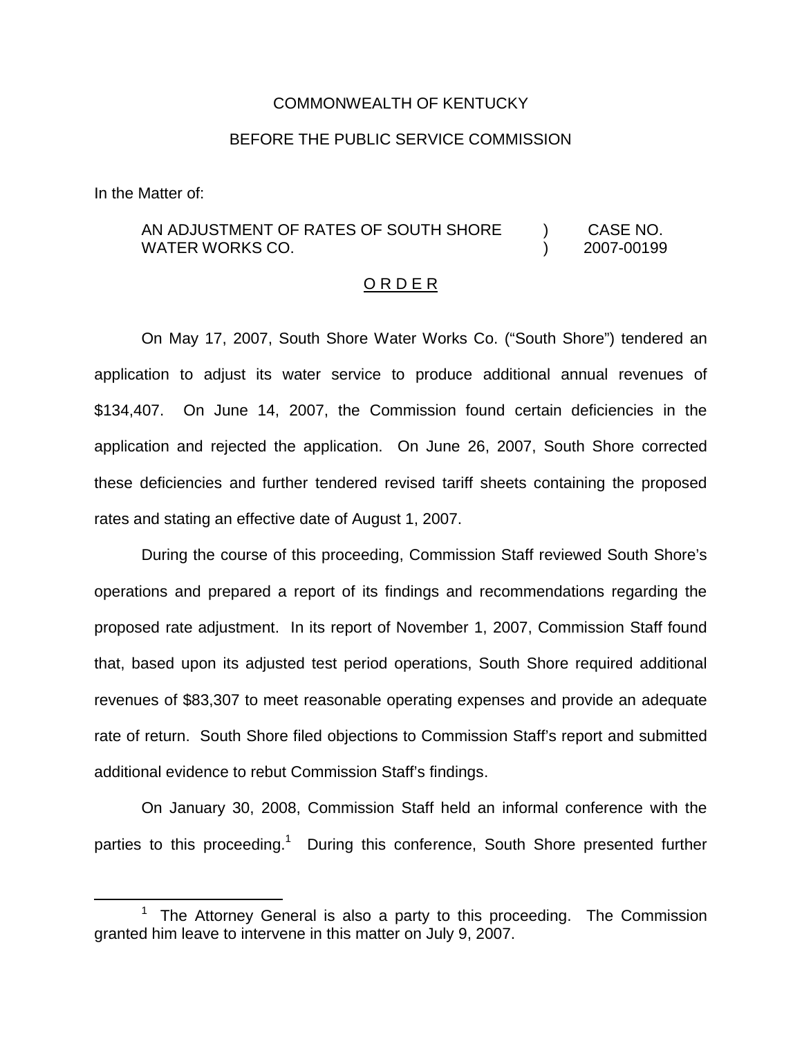COMMONWEALTH OF KENTUCKY

BEFORE THE PUBLIC SERVICE COMMISSION

In the Matter of:

| AN ADJUSTMENT OF RATES OF SOUTH SHORE WATER WORKS CO. | ) ) | CASE NO. 2007-00199 |
|---|---|---|

O R D E R

On May 17, 2007, South Shore Water Works Co. ("South Shore") tendered an application to adjust its water service to produce additional annual revenues of $134,407. On June 14, 2007, the Commission found certain deficiencies in the application and rejected the application. On June 26, 2007, South Shore corrected these deficiencies and further tendered revised tariff sheets containing the proposed rates and stating an effective date of August 1, 2007.

During the course of this proceeding, Commission Staff reviewed South Shore's operations and prepared a report of its findings and recommendations regarding the proposed rate adjustment. In its report of November 1, 2007, Commission Staff found that, based upon its adjusted test period operations, South Shore required additional revenues of $83,307 to meet reasonable operating expenses and provide an adequate rate of return. South Shore filed objections to Commission Staff's report and submitted additional evidence to rebut Commission Staff's findings.

On January 30, 2008, Commission Staff held an informal conference with the parties to this proceeding.[1] During this conference, South Shore presented further

[1] The Attorney General is also a party to this proceeding. The Commission granted him leave to intervene in this matter on July 9, 2007.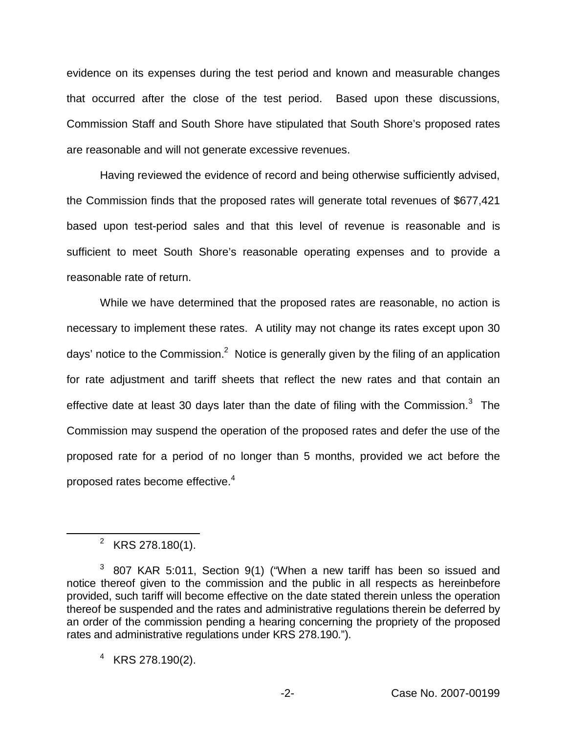evidence on its expenses during the test period and known and measurable changes that occurred after the close of the test period. Based upon these discussions, Commission Staff and South Shore have stipulated that South Shore's proposed rates are reasonable and will not generate excessive revenues.

Having reviewed the evidence of record and being otherwise sufficiently advised, the Commission finds that the proposed rates will generate total revenues of $677,421 based upon test-period sales and that this level of revenue is reasonable and is sufficient to meet South Shore's reasonable operating expenses and to provide a reasonable rate of return.

While we have determined that the proposed rates are reasonable, no action is necessary to implement these rates. A utility may not change its rates except upon 30 days' notice to the Commission.[2] Notice is generally given by the filing of an application for rate adjustment and tariff sheets that reflect the new rates and that contain an effective date at least 30 days later than the date of filing with the Commission.[3] The Commission may suspend the operation of the proposed rates and defer the use of the proposed rate for a period of no longer than 5 months, provided we act before the proposed rates become effective.[4]

---

[2] KRS 278.180(1).

[3] 807 KAR 5:011, Section 9(1) ("When a new tariff has been so issued and notice thereof given to the commission and the public in all respects as hereinbefore provided, such tariff will become effective on the date stated therein unless the operation thereof be suspended and the rates and administrative regulations therein be deferred by an order of the commission pending a hearing concerning the propriety of the proposed rates and administrative regulations under KRS 278.190.").

[4] KRS 278.190(2).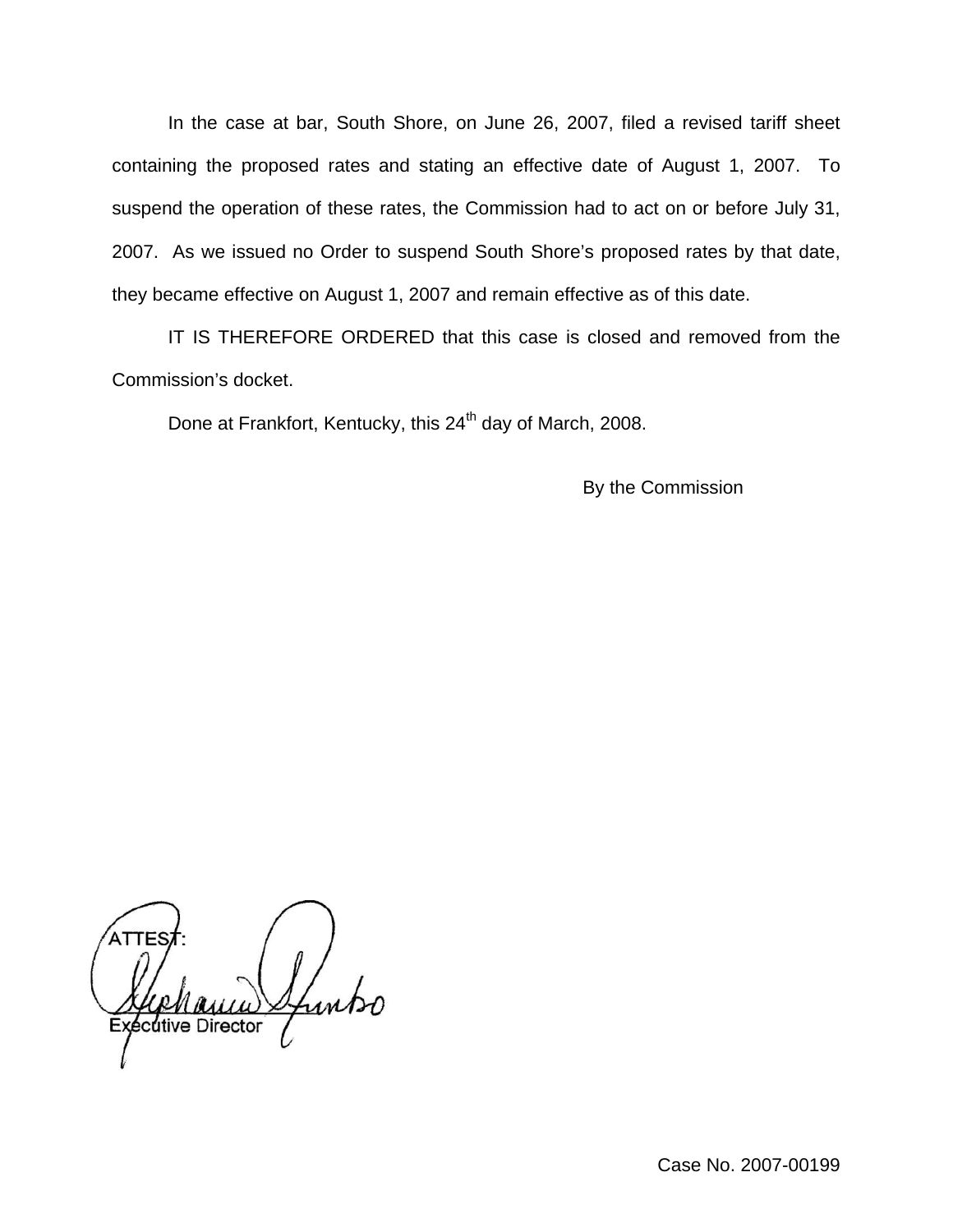In the case at bar, South Shore, on June 26, 2007, filed a revised tariff sheet containing the proposed rates and stating an effective date of August 1, 2007. To suspend the operation of these rates, the Commission had to act on or before July 31, 2007. As we issued no Order to suspend South Shore's proposed rates by that date, they became effective on August 1, 2007 and remain effective as of this date.

IT IS THEREFORE ORDERED that this case is closed and removed from the Commission's docket.

Done at Frankfort, Kentucky, this 24th day of March, 2008.

By the Commission

ATTEST:

Executive Director

Case No. 2007-00199